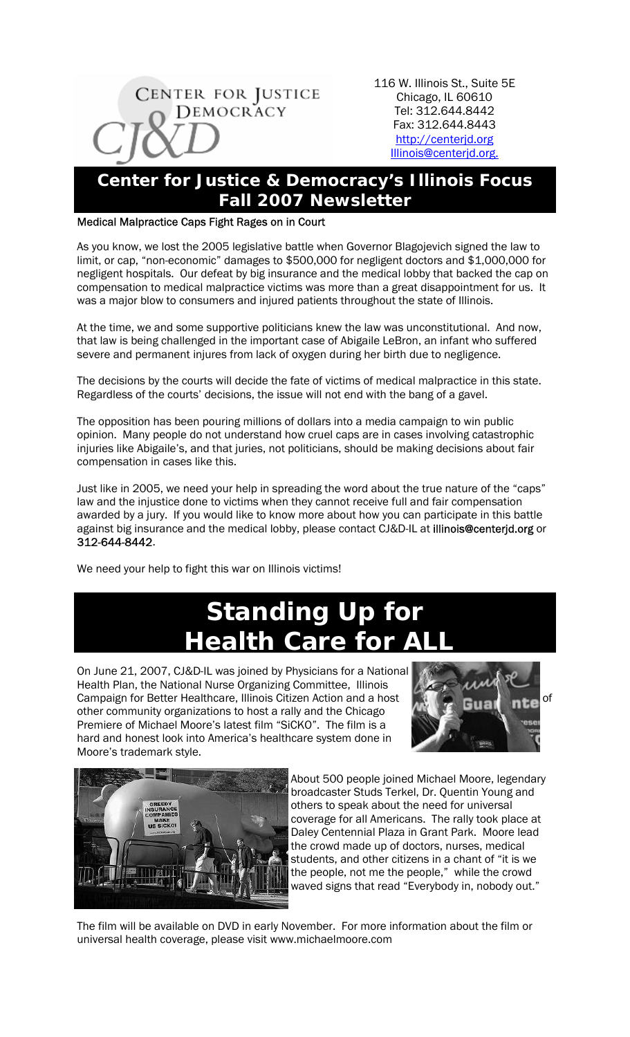CENTER FOR JUSTICE DEMOCRACY

CJ&D

116 W. Illinois St., Suite 5E
Chicago, IL 60610
Tel: 312.644.8442
Fax: 312.644.8443
http://centerjd.org
Illinois@centerjd.org.

# Center for Justice & Democracy's Illinois Focus Fall 2007 Newsletter

### Medical Malpractice Caps Fight Rages on in Court

As you know, we lost the 2005 legislative battle when Governor Blagojevich signed the law to limit, or cap, "non-economic" damages to $500,000 for negligent doctors and $1,000,000 for negligent hospitals. Our defeat by big insurance and the medical lobby that backed the cap on compensation to medical malpractice victims was more than a great disappointment for us. It was a major blow to consumers and injured patients throughout the state of Illinois.

At the time, we and some supportive politicians knew the law was unconstitutional. And now, that law is being challenged in the important case of Abigaile LeBron, an infant who suffered severe and permanent injures from lack of oxygen during her birth due to negligence.

The decisions by the courts will decide the fate of victims of medical malpractice in this state. Regardless of the courts' decisions, the issue will not end with the bang of a gavel.

The opposition has been pouring millions of dollars into a media campaign to win public opinion. Many people do not understand how cruel caps are in cases involving catastrophic injuries like Abigaile's, and that juries, not politicians, should be making decisions about fair compensation in cases like this.

Just like in 2005, we need your help in spreading the word about the true nature of the "caps" law and the injustice done to victims when they cannot receive full and fair compensation awarded by a jury. If you would like to know more about how you can participate in this battle against big insurance and the medical lobby, please contact CJ&D-IL at **illinois@centerjd.org** or **312-644-8442**.

We need your help to fight this war on Illinois victims!

# Standing Up for Health Care for ALL

On June 21, 2007, CJ&D-IL was joined by Physicians for a National Health Plan, the National Nurse Organizing Committee, Illinois Campaign for Better Healthcare, Illinois Citizen Action and a host of other community organizations to host a rally and the Chicago Premiere of Michael Moore's latest film "SiCKO". The film is a hard and honest look into America's healthcare system done in Moore's trademark style.

About 500 people joined Michael Moore, legendary broadcaster Studs Terkel, Dr. Quentin Young and others to speak about the need for universal coverage for all Americans. The rally took place at Daley Centennial Plaza in Grant Park. Moore lead the crowd made up of doctors, nurses, medical students, and other citizens in a chant of "it is we the people, not me the people," while the crowd waved signs that read "Everybody in, nobody out."

The film will be available on DVD in early November. For more information about the film or universal health coverage, please visit www.michaelmoore.com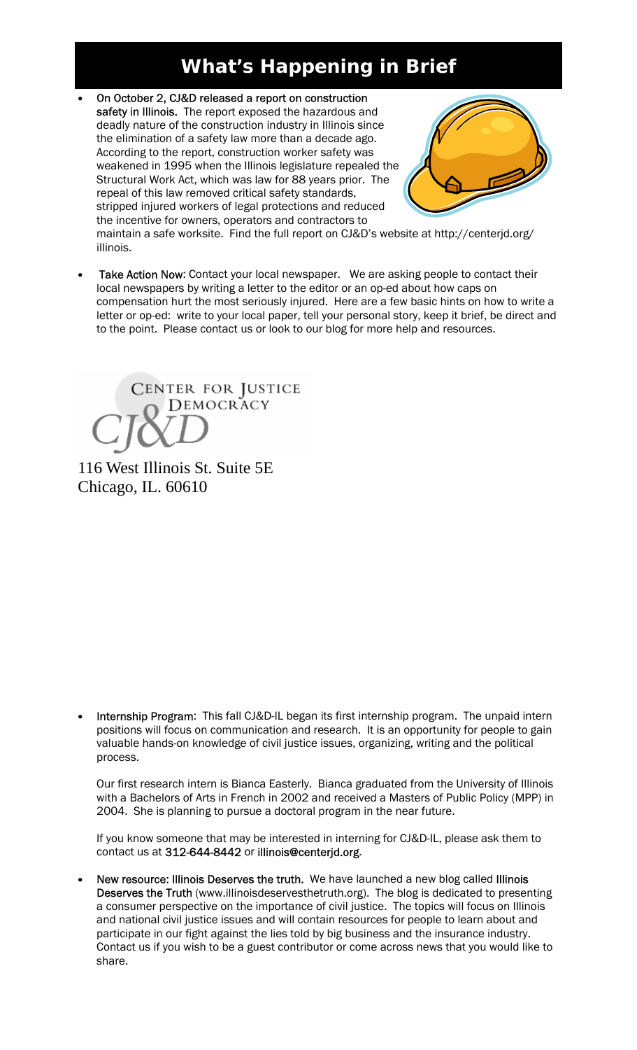# What's Happening in Brief

- **On October 2, CJ&D released a report on construction safety in Illinois.** The report exposed the hazardous and deadly nature of the construction industry in Illinois since the elimination of a safety law more than a decade ago. According to the report, construction worker safety was weakened in 1995 when the Illinois legislature repealed the Structural Work Act, which was law for 88 years prior. The repeal of this law removed critical safety standards, stripped injured workers of legal protections and reduced the incentive for owners, operators and contractors to maintain a safe worksite. Find the full report on CJ&D's website at http://centerjd.org/illinois.

- **Take Action Now**: Contact your local newspaper. We are asking people to contact their local newspapers by writing a letter to the editor or an op-ed about how caps on compensation hurt the most seriously injured. Here are a few basic hints on how to write a letter or op-ed: write to your local paper, tell your personal story, keep it brief, be direct and to the point. Please contact us or look to our blog for more help and resources.

CENTER FOR JUSTICE & DEMOCRACY

CJ&D

116 West Illinois St. Suite 5E
Chicago, IL. 60610

- **Internship Program**: This fall CJ&D-IL began its first internship program. The unpaid intern positions will focus on communication and research. It is an opportunity for people to gain valuable hands-on knowledge of civil justice issues, organizing, writing and the political process.

  Our first research intern is Bianca Easterly. Bianca graduated from the University of Illinois with a Bachelors of Arts in French in 2002 and received a Masters of Public Policy (MPP) in 2004. She is planning to pursue a doctoral program in the near future.

  If you know someone that may be interested in interning for CJ&D-IL, please ask them to contact us at **312-644-8442** or **illinois@centerjd.org**.

- **New resource: Illinois Deserves the truth.** We have launched a new blog called **Illinois Deserves the Truth** (www.illinoisdeservesthetruth.org). The blog is dedicated to presenting a consumer perspective on the importance of civil justice. The topics will focus on Illinois and national civil justice issues and will contain resources for people to learn about and participate in our fight against the lies told by big business and the insurance industry. Contact us if you wish to be a guest contributor or come across news that you would like to share.